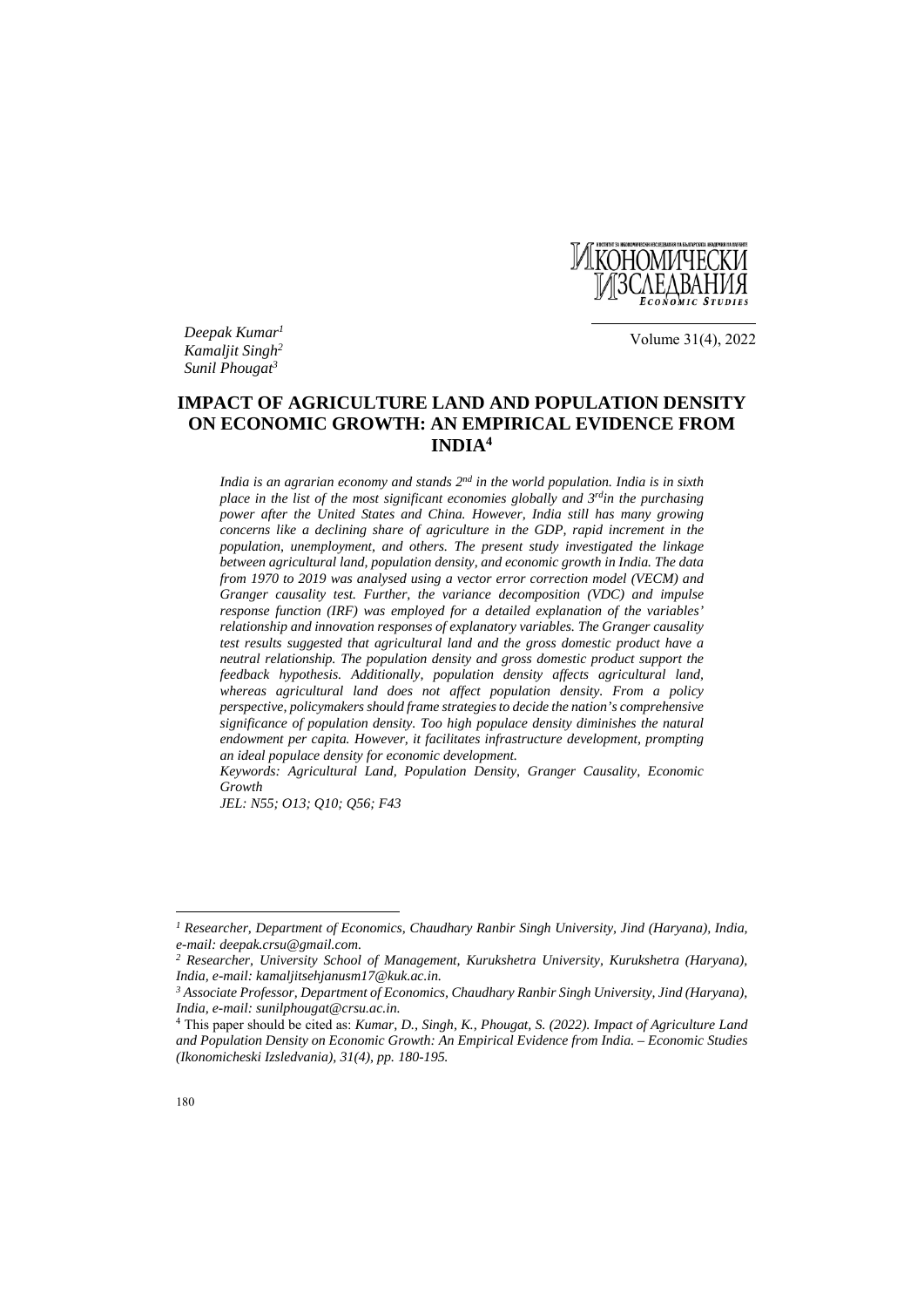Deepak Kumar[1]
Kamaljit Singh[2]
Sunil Phougat[3]

# IMPACT OF AGRICULTURE LAND AND POPULATION DENSITY ON ECONOMIC GROWTH: AN EMPIRICAL EVIDENCE FROM INDIA[4]

*India is an agrarian economy and stands 2nd in the world population. India is in sixth place in the list of the most significant economies globally and 3rd in the purchasing power after the United States and China. However, India still has many growing concerns like a declining share of agriculture in the GDP, rapid increment in the population, unemployment, and others. The present study investigated the linkage between agricultural land, population density, and economic growth in India. The data from 1970 to 2019 was analysed using a vector error correction model (VECM) and Granger causality test. Further, the variance decomposition (VDC) and impulse response function (IRF) was employed for a detailed explanation of the variables' relationship and innovation responses of explanatory variables. The Granger causality test results suggested that agricultural land and the gross domestic product have a neutral relationship. The population density and gross domestic product support the feedback hypothesis. Additionally, population density affects agricultural land, whereas agricultural land does not affect population density. From a policy perspective, policymakers should frame strategies to decide the nation's comprehensive significance of population density. Too high populace density diminishes the natural endowment per capita. However, it facilitates infrastructure development, prompting an ideal populace density for economic development.*

*Keywords: Agricultural Land, Population Density, Granger Causality, Economic Growth*

*JEL: N55; O13; Q10; Q56; F43*

---

[1] *Researcher, Department of Economics, Chaudhary Ranbir Singh University, Jind (Haryana), India, e-mail: deepak.crsu@gmail.com.*

[2] *Researcher, University School of Management, Kurukshetra University, Kurukshetra (Haryana), India, e-mail: kamaljitsehjanusm17@kuk.ac.in.*

[3] *Associate Professor, Department of Economics, Chaudhary Ranbir Singh University, Jind (Haryana), India, e-mail: sunilphougat@crsu.ac.in.*

[4] This paper should be cited as: *Kumar, D., Singh, K., Phougat, S. (2022). Impact of Agriculture Land and Population Density on Economic Growth: An Empirical Evidence from India. – Economic Studies (Ikonomicheski Izsledvania), 31(4), pp. 180-195.*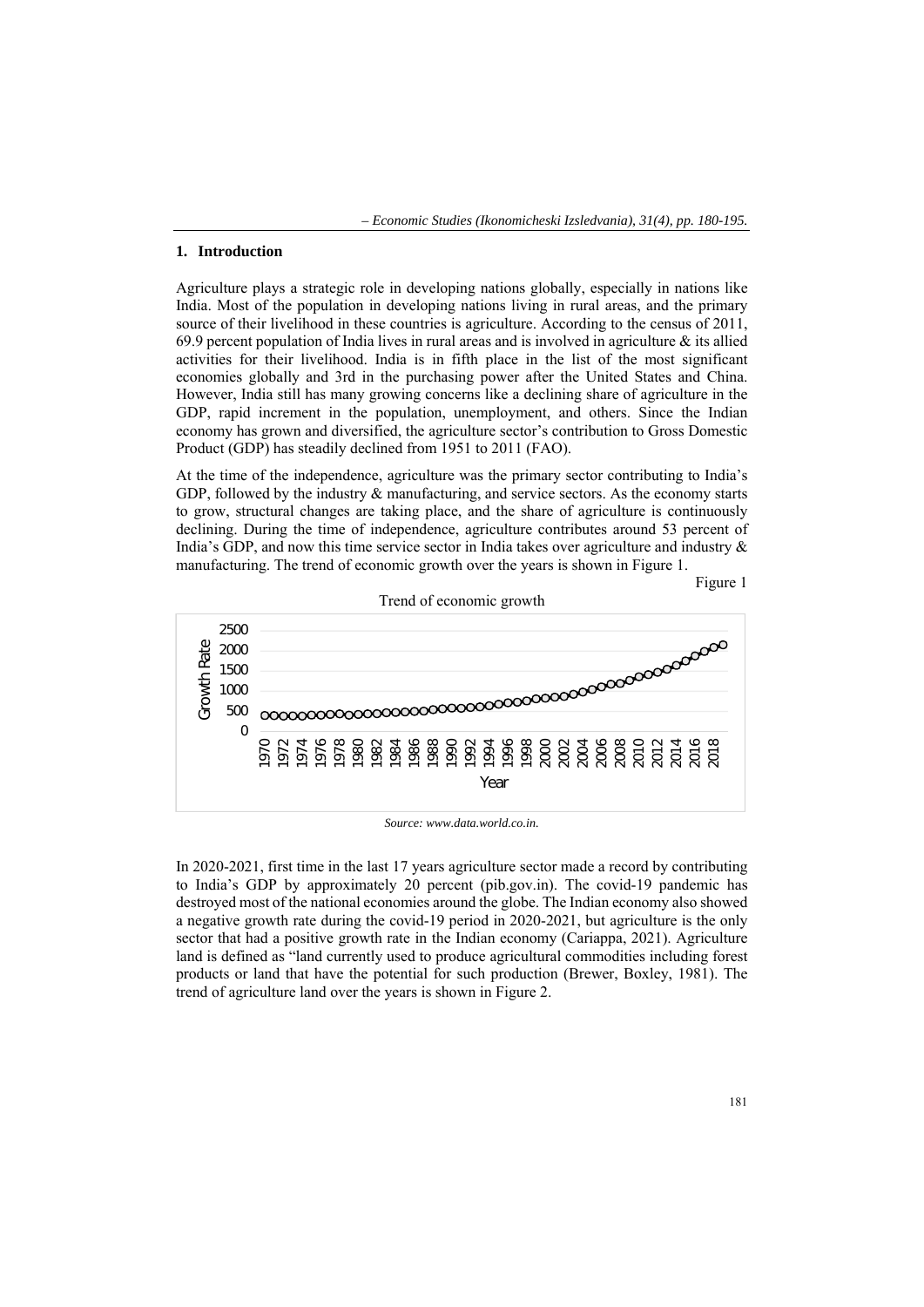## 1. Introduction

Agriculture plays a strategic role in developing nations globally, especially in nations like India. Most of the population in developing nations living in rural areas, and the primary source of their livelihood in these countries is agriculture. According to the census of 2011, 69.9 percent population of India lives in rural areas and is involved in agriculture & its allied activities for their livelihood. India is in fifth place in the list of the most significant economies globally and 3rd in the purchasing power after the United States and China. However, India still has many growing concerns like a declining share of agriculture in the GDP, rapid increment in the population, unemployment, and others. Since the Indian economy has grown and diversified, the agriculture sector's contribution to Gross Domestic Product (GDP) has steadily declined from 1951 to 2011 (FAO).

At the time of the independence, agriculture was the primary sector contributing to India's GDP, followed by the industry & manufacturing, and service sectors. As the economy starts to grow, structural changes are taking place, and the share of agriculture is continuously declining. During the time of independence, agriculture contributes around 53 percent of India's GDP, and now this time service sector in India takes over agriculture and industry & manufacturing. The trend of economic growth over the years is shown in Figure 1.

Figure 1

Trend of economic growth

*Source: www.data.world.co.in.*

In 2020-2021, first time in the last 17 years agriculture sector made a record by contributing to India's GDP by approximately 20 percent (pib.gov.in). The covid-19 pandemic has destroyed most of the national economies around the globe. The Indian economy also showed a negative growth rate during the covid-19 period in 2020-2021, but agriculture is the only sector that had a positive growth rate in the Indian economy (Cariappa, 2021). Agriculture land is defined as "land currently used to produce agricultural commodities including forest products or land that have the potential for such production (Brewer, Boxley, 1981). The trend of agriculture land over the years is shown in Figure 2.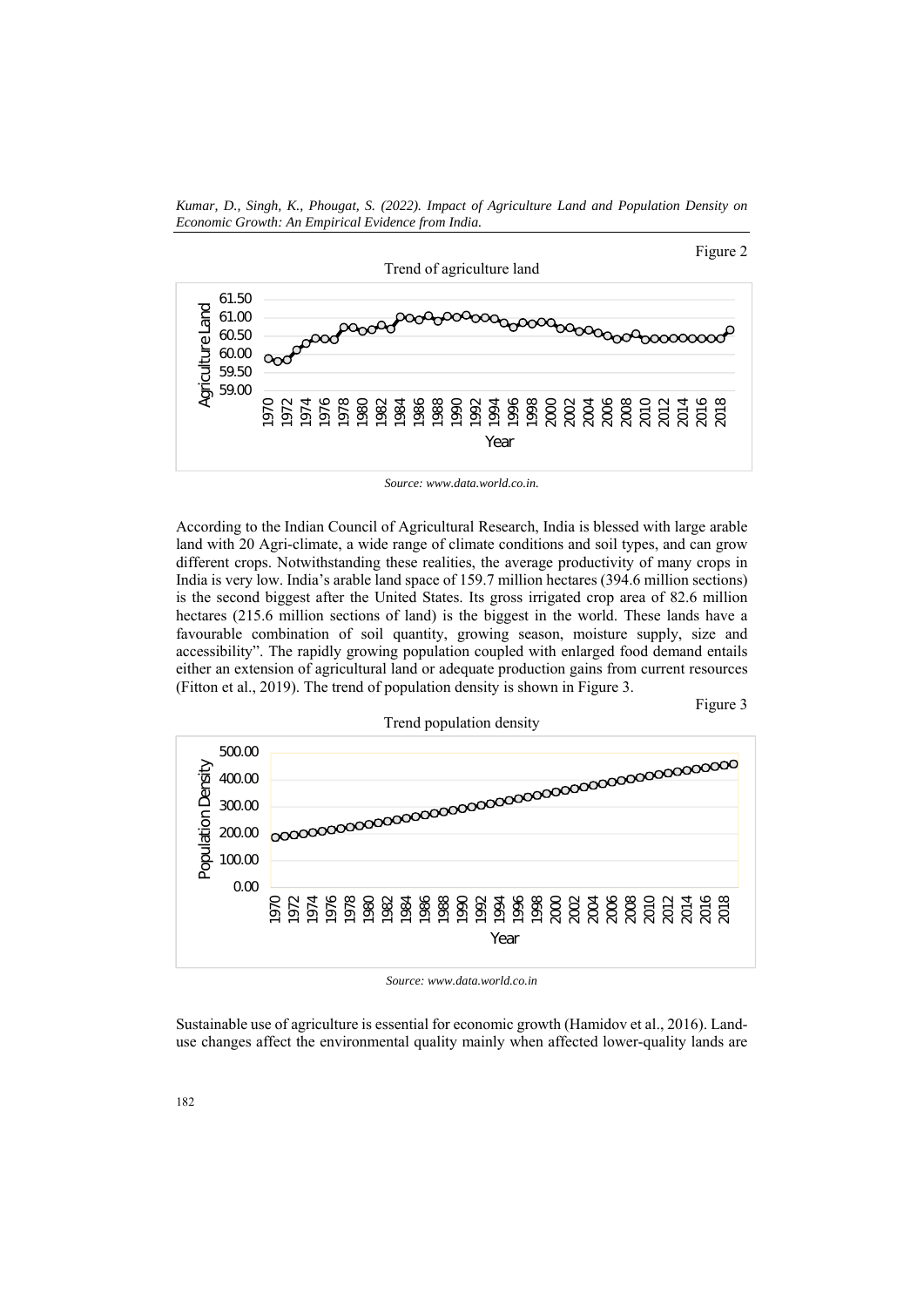Figure 2

Trend of agriculture land

Source: www.data.world.co.in.

According to the Indian Council of Agricultural Research, India is blessed with large arable land with 20 Agri-climate, a wide range of climate conditions and soil types, and can grow different crops. Notwithstanding these realities, the average productivity of many crops in India is very low. India's arable land space of 159.7 million hectares (394.6 million sections) is the second biggest after the United States. Its gross irrigated crop area of 82.6 million hectares (215.6 million sections of land) is the biggest in the world. These lands have a favourable combination of soil quantity, growing season, moisture supply, size and accessibility". The rapidly growing population coupled with enlarged food demand entails either an extension of agricultural land or adequate production gains from current resources (Fitton et al., 2019). The trend of population density is shown in Figure 3.

Figure 3

Trend population density

Source: www.data.world.co.in

Sustainable use of agriculture is essential for economic growth (Hamidov et al., 2016). Land-use changes affect the environmental quality mainly when affected lower-quality lands are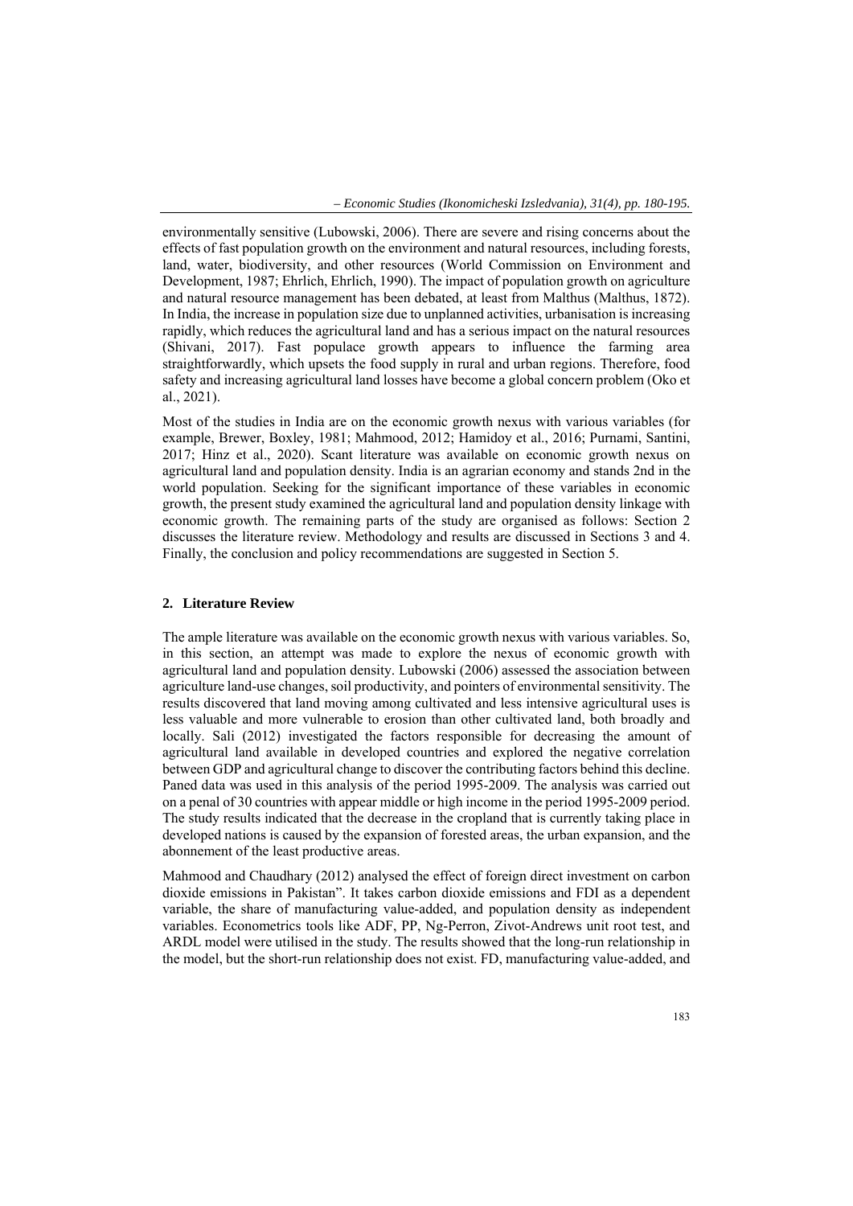environmentally sensitive (Lubowski, 2006). There are severe and rising concerns about the effects of fast population growth on the environment and natural resources, including forests, land, water, biodiversity, and other resources (World Commission on Environment and Development, 1987; Ehrlich, Ehrlich, 1990). The impact of population growth on agriculture and natural resource management has been debated, at least from Malthus (Malthus, 1872). In India, the increase in population size due to unplanned activities, urbanisation is increasing rapidly, which reduces the agricultural land and has a serious impact on the natural resources (Shivani, 2017). Fast populace growth appears to influence the farming area straightforwardly, which upsets the food supply in rural and urban regions. Therefore, food safety and increasing agricultural land losses have become a global concern problem (Oko et al., 2021).

Most of the studies in India are on the economic growth nexus with various variables (for example, Brewer, Boxley, 1981; Mahmood, 2012; Hamidoy et al., 2016; Purnami, Santini, 2017; Hinz et al., 2020). Scant literature was available on economic growth nexus on agricultural land and population density. India is an agrarian economy and stands 2nd in the world population. Seeking for the significant importance of these variables in economic growth, the present study examined the agricultural land and population density linkage with economic growth. The remaining parts of the study are organised as follows: Section 2 discusses the literature review. Methodology and results are discussed in Sections 3 and 4. Finally, the conclusion and policy recommendations are suggested in Section 5.

## 2. Literature Review

The ample literature was available on the economic growth nexus with various variables. So, in this section, an attempt was made to explore the nexus of economic growth with agricultural land and population density. Lubowski (2006) assessed the association between agriculture land-use changes, soil productivity, and pointers of environmental sensitivity. The results discovered that land moving among cultivated and less intensive agricultural uses is less valuable and more vulnerable to erosion than other cultivated land, both broadly and locally. Sali (2012) investigated the factors responsible for decreasing the amount of agricultural land available in developed countries and explored the negative correlation between GDP and agricultural change to discover the contributing factors behind this decline. Paned data was used in this analysis of the period 1995-2009. The analysis was carried out on a penal of 30 countries with appear middle or high income in the period 1995-2009 period. The study results indicated that the decrease in the cropland that is currently taking place in developed nations is caused by the expansion of forested areas, the urban expansion, and the abonnement of the least productive areas.

Mahmood and Chaudhary (2012) analysed the effect of foreign direct investment on carbon dioxide emissions in Pakistan". It takes carbon dioxide emissions and FDI as a dependent variable, the share of manufacturing value-added, and population density as independent variables. Econometrics tools like ADF, PP, Ng-Perron, Zivot-Andrews unit root test, and ARDL model were utilised in the study. The results showed that the long-run relationship in the model, but the short-run relationship does not exist. FD, manufacturing value-added, and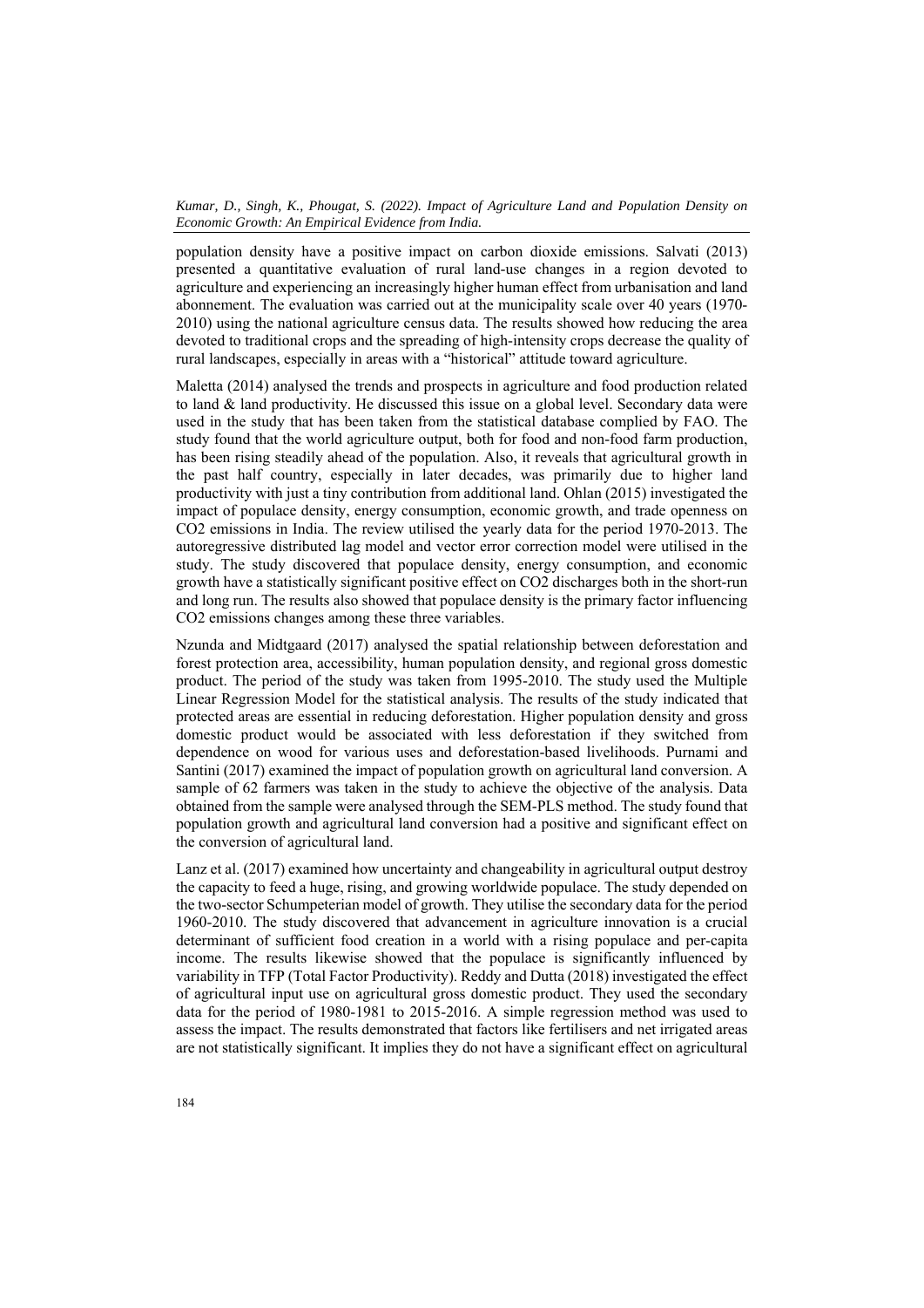population density have a positive impact on carbon dioxide emissions. Salvati (2013) presented a quantitative evaluation of rural land-use changes in a region devoted to agriculture and experiencing an increasingly higher human effect from urbanisation and land abonnement. The evaluation was carried out at the municipality scale over 40 years (1970-2010) using the national agriculture census data. The results showed how reducing the area devoted to traditional crops and the spreading of high-intensity crops decrease the quality of rural landscapes, especially in areas with a "historical" attitude toward agriculture.

Maletta (2014) analysed the trends and prospects in agriculture and food production related to land & land productivity. He discussed this issue on a global level. Secondary data were used in the study that has been taken from the statistical database complied by FAO. The study found that the world agriculture output, both for food and non-food farm production, has been rising steadily ahead of the population. Also, it reveals that agricultural growth in the past half country, especially in later decades, was primarily due to higher land productivity with just a tiny contribution from additional land. Ohlan (2015) investigated the impact of populace density, energy consumption, economic growth, and trade openness on $CO_2$ emissions in India. The review utilised the yearly data for the period 1970-2013. The autoregressive distributed lag model and vector error correction model were utilised in the study. The study discovered that populace density, energy consumption, and economic growth have a statistically significant positive effect on $CO_2$ discharges both in the short-run and long run. The results also showed that populace density is the primary factor influencing $CO_2$ emissions changes among these three variables.

Nzunda and Midtgaard (2017) analysed the spatial relationship between deforestation and forest protection area, accessibility, human population density, and regional gross domestic product. The period of the study was taken from 1995-2010. The study used the Multiple Linear Regression Model for the statistical analysis. The results of the study indicated that protected areas are essential in reducing deforestation. Higher population density and gross domestic product would be associated with less deforestation if they switched from dependence on wood for various uses and deforestation-based livelihoods. Purnami and Santini (2017) examined the impact of population growth on agricultural land conversion. A sample of 62 farmers was taken in the study to achieve the objective of the analysis. Data obtained from the sample were analysed through the SEM-PLS method. The study found that population growth and agricultural land conversion had a positive and significant effect on the conversion of agricultural land.

Lanz et al. (2017) examined how uncertainty and changeability in agricultural output destroy the capacity to feed a huge, rising, and growing worldwide populace. The study depended on the two-sector Schumpeterian model of growth. They utilise the secondary data for the period 1960-2010. The study discovered that advancement in agriculture innovation is a crucial determinant of sufficient food creation in a world with a rising populace and per-capita income. The results likewise showed that the populace is significantly influenced by variability in TFP (Total Factor Productivity). Reddy and Dutta (2018) investigated the effect of agricultural input use on agricultural gross domestic product. They used the secondary data for the period of 1980-1981 to 2015-2016. A simple regression method was used to assess the impact. The results demonstrated that factors like fertilisers and net irrigated areas are not statistically significant. It implies they do not have a significant effect on agricultural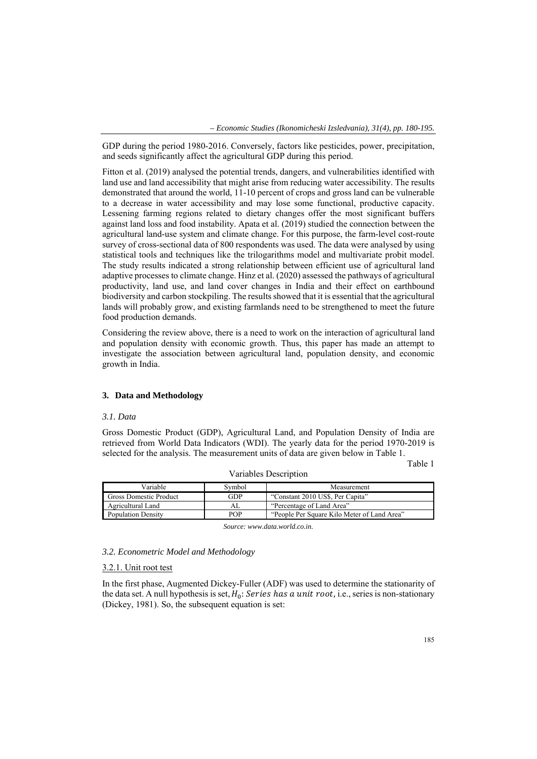GDP during the period 1980-2016. Conversely, factors like pesticides, power, precipitation, and seeds significantly affect the agricultural GDP during this period.

Fitton et al. (2019) analysed the potential trends, dangers, and vulnerabilities identified with land use and land accessibility that might arise from reducing water accessibility. The results demonstrated that around the world, 11-10 percent of crops and gross land can be vulnerable to a decrease in water accessibility and may lose some functional, productive capacity. Lessening farming regions related to dietary changes offer the most significant buffers against land loss and food instability. Apata et al. (2019) studied the connection between the agricultural land-use system and climate change. For this purpose, the farm-level cost-route survey of cross-sectional data of 800 respondents was used. The data were analysed by using statistical tools and techniques like the trilogarithms model and multivariate probit model. The study results indicated a strong relationship between efficient use of agricultural land adaptive processes to climate change. Hinz et al. (2020) assessed the pathways of agricultural productivity, land use, and land cover changes in India and their effect on earthbound biodiversity and carbon stockpiling. The results showed that it is essential that the agricultural lands will probably grow, and existing farmlands need to be strengthened to meet the future food production demands.

Considering the review above, there is a need to work on the interaction of agricultural land and population density with economic growth. Thus, this paper has made an attempt to investigate the association between agricultural land, population density, and economic growth in India.

## 3. Data and Methodology

### *3.1. Data*

Gross Domestic Product (GDP), Agricultural Land, and Population Density of India are retrieved from World Data Indicators (WDI). The yearly data for the period 1970-2019 is selected for the analysis. The measurement units of data are given below in Table 1.

Table 1

Variables Description

| Variable | Symbol | Measurement |
|---|---|---|
| Gross Domestic Product | GDP | "Constant 2010 US$, Per Capita" |
| Agricultural Land | AL | "Percentage of Land Area" |
| Population Density | POP | "People Per Square Kilo Meter of Land Area" |

*Source: www.data.world.co.in.*

### *3.2. Econometric Model and Methodology*

#### 3.2.1. Unit root test

In the first phase, Augmented Dickey-Fuller (ADF) was used to determine the stationarity of the data set. A null hypothesis is set, $H_0$: $Series\ has\ a\ unit\ root$, i.e., series is non-stationary (Dickey, 1981). So, the subsequent equation is set: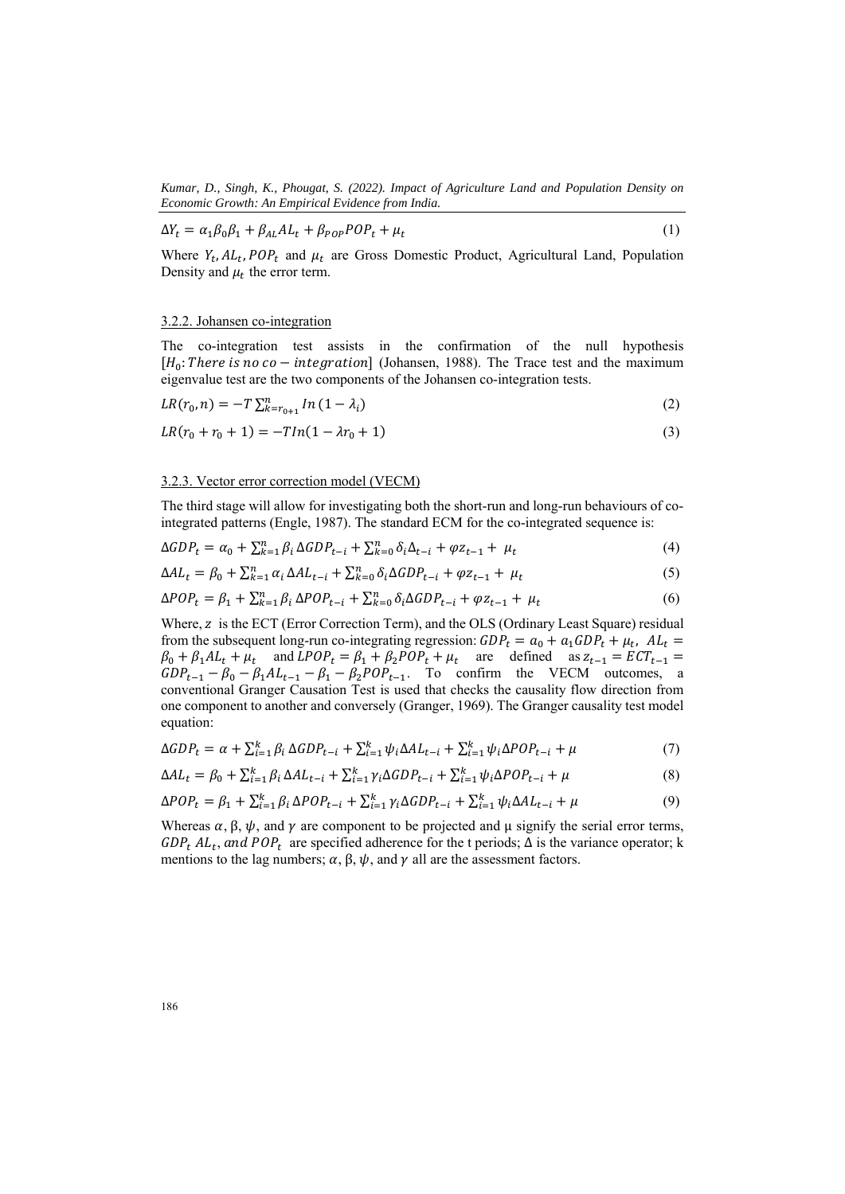$$\Delta Y_t = \alpha_1 \beta_0 \beta_1 + \beta_{AL} AL_t + \beta_{POP} POP_t + \mu_t \tag{1}$$

Where $Y_t, AL_t, POP_t$ and $\mu_t$ are Gross Domestic Product, Agricultural Land, Population Density and $\mu_t$ the error term.

### 3.2.2. Johansen co-integration

The co-integration test assists in the confirmation of the null hypothesis [$H_0$: $There\ is\ no\ co-integration$] (Johansen, 1988). The Trace test and the maximum eigenvalue test are the two components of the Johansen co-integration tests.

$$LR(r_0, n) = -T \sum_{k=r_{0+1}}^{n} In(1 - \lambda_i) \tag{2}$$

$$LR(r_0 + r_0 + 1) = -TIn(1 - \lambda r_0 + 1) \tag{3}$$

### 3.2.3. Vector error correction model (VECM)

The third stage will allow for investigating both the short-run and long-run behaviours of co-integrated patterns (Engle, 1987). The standard ECM for the co-integrated sequence is:

$$\Delta GDP_t = \alpha_0 + \sum_{k=1}^{n} \beta_i \Delta GDP_{t-i} + \sum_{k=0}^{n} \delta_i \Delta_{t-i} + \varphi z_{t-1} + \mu_t \tag{4}$$

$$\Delta AL_t = \beta_0 + \sum_{k=1}^{n} \alpha_i \Delta AL_{t-i} + \sum_{k=0}^{n} \delta_i \Delta GDP_{t-i} + \varphi z_{t-1} + \mu_t \tag{5}$$

$$\Delta POP_t = \beta_1 + \sum_{k=1}^{n} \beta_i \Delta POP_{t-i} + \sum_{k=0}^{n} \gamma_i \Delta GDP_{t-i} + \varphi z_{t-1} + \mu_t \tag{6}$$

Where, $z$ is the ECT (Error Correction Term), and the OLS (Ordinary Least Square) residual from the subsequent long-run co-integrating regression: $GDP_t = a_0 + a_1 GDP_t + \mu_t$, $AL_t = \beta_0 + \beta_1 AL_t + \mu_t$ and $LPOP_t = \beta_1 + \beta_2 POP_t + \mu_t$ are defined as $z_{t-1} = ECT_{t-1} = GDP_{t-1} - \beta_0 - \beta_1 AL_{t-1} - \beta_1 - \beta_2 POP_{t-1}$. To confirm the VECM outcomes, a conventional Granger Causation Test is used that checks the causality flow direction from one component to another and conversely (Granger, 1969). The Granger causality test model equation:

$$\Delta GDP_t = \alpha + \sum_{i=1}^{k} \beta_i \Delta GDP_{t-i} + \sum_{i=1}^{k} \psi_i \Delta AL_{t-i} + \sum_{i=1}^{k} \psi_i \Delta POP_{t-i} + \mu \tag{7}$$

$$\Delta AL_t = \beta_0 + \sum_{i=1}^{k} \beta_i \Delta AL_{t-i} + \sum_{i=1}^{k} \gamma_i \Delta GDP_{t-i} + \sum_{i=1}^{k} \psi_i \Delta POP_{t-i} + \mu \tag{8}$$

$$\Delta POP_t = \beta_1 + \sum_{i=1}^{k} \beta_i \Delta POP_{t-i} + \sum_{i=1}^{k} \gamma_i \Delta GDP_{t-i} + \sum_{i=1}^{k} \psi_i \Delta AL_{t-i} + \mu \tag{9}$$

Whereas $\alpha$, β, $\psi$, and $\gamma$ are component to be projected and μ signify the serial error terms, $GDP_t$ $AL_t$, $and\ POP_t$ are specified adherence for the t periods; Δ is the variance operator; k mentions to the lag numbers; $\alpha$, β, $\psi$, and $\gamma$ all are the assessment factors.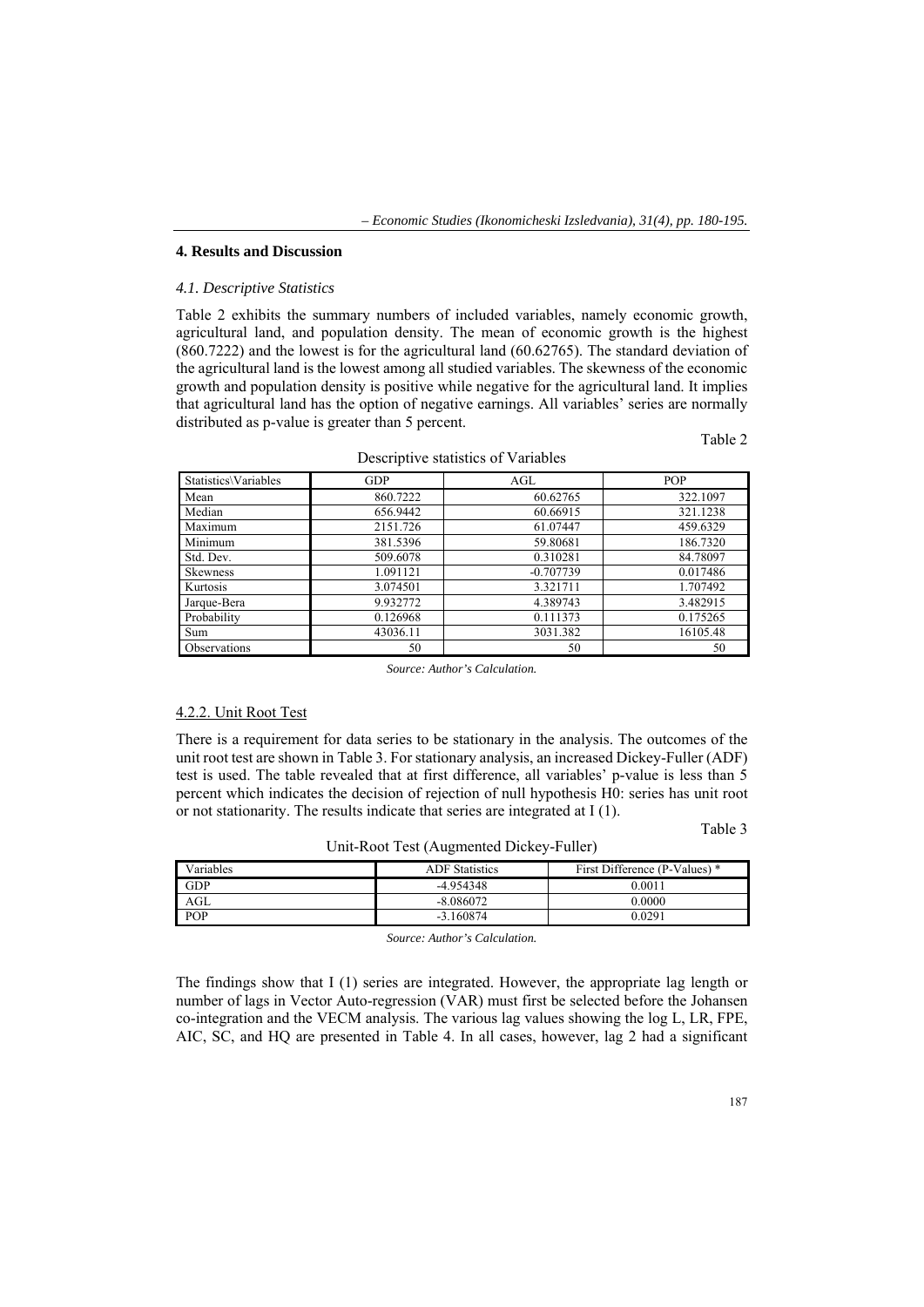## 4. Results and Discussion

### *4.1. Descriptive Statistics*

Table 2 exhibits the summary numbers of included variables, namely economic growth, agricultural land, and population density. The mean of economic growth is the highest (860.7222) and the lowest is for the agricultural land (60.62765). The standard deviation of the agricultural land is the lowest among all studied variables. The skewness of the economic growth and population density is positive while negative for the agricultural land. It implies that agricultural land has the option of negative earnings. All variables' series are normally distributed as p-value is greater than 5 percent.

Table 2

Descriptive statistics of Variables

| Statistics\Variables | GDP | AGL | POP |
|---|---|---|---|
| Mean | 860.7222 | 60.62765 | 322.1097 |
| Median | 656.9442 | 60.66915 | 321.1238 |
| Maximum | 2151.726 | 61.07447 | 459.6329 |
| Minimum | 381.5396 | 59.80681 | 186.7320 |
| Std. Dev. | 509.6078 | 0.310281 | 84.78097 |
| Skewness | 1.091121 | -0.707739 | 0.017486 |
| Kurtosis | 3.074501 | 3.321711 | 1.707492 |
| Jarque-Bera | 9.932772 | 4.389743 | 3.482915 |
| Probability | 0.126968 | 0.111373 | 0.175265 |
| Sum | 43036.11 | 3031.382 | 16105.48 |
| Observations | 50 | 50 | 50 |

*Source: Author's Calculation.*

#### 4.2.2. Unit Root Test

There is a requirement for data series to be stationary in the analysis. The outcomes of the unit root test are shown in Table 3. For stationary analysis, an increased Dickey-Fuller (ADF) test is used. The table revealed that at first difference, all variables' p-value is less than 5 percent which indicates the decision of rejection of null hypothesis H0: series has unit root or not stationarity. The results indicate that series are integrated at I (1).

Table 3

Unit-Root Test (Augmented Dickey-Fuller)

| Variables | ADF Statistics | First Difference (P-Values) * |
|---|---|---|
| GDP | -4.954348 | 0.0011 |
| AGL | -8.086072 | 0.0000 |
| POP | -3.160874 | 0.0291 |

*Source: Author's Calculation.*

The findings show that I (1) series are integrated. However, the appropriate lag length or number of lags in Vector Auto-regression (VAR) must first be selected before the Johansen co-integration and the VECM analysis. The various lag values showing the log L, LR, FPE, AIC, SC, and HQ are presented in Table 4. In all cases, however, lag 2 had a significant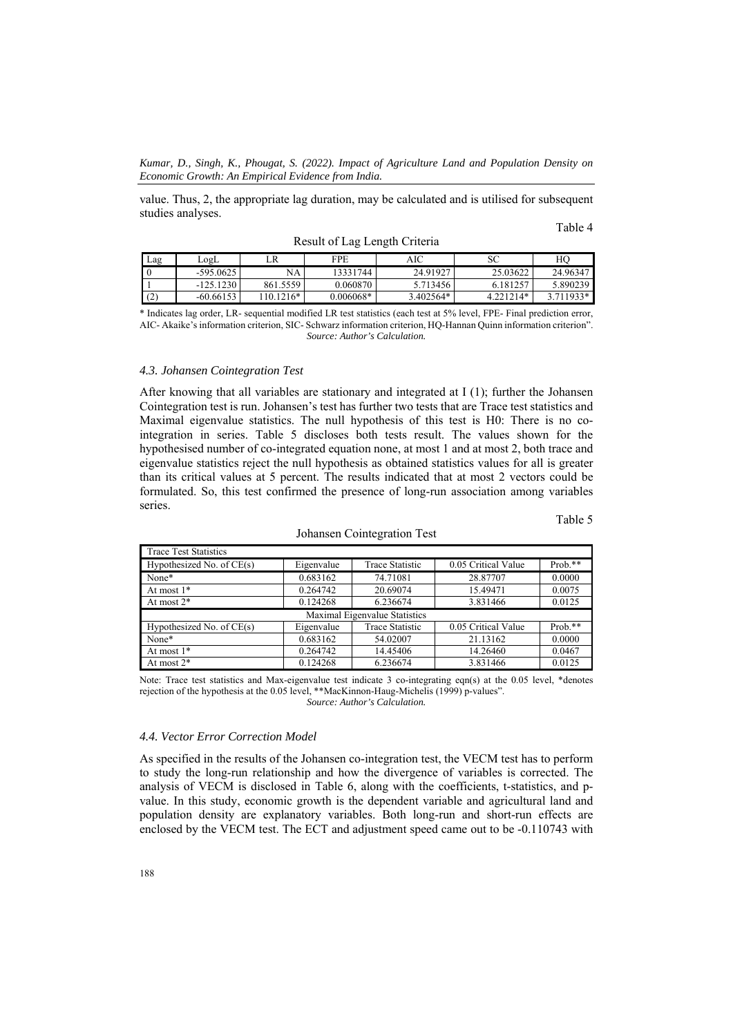value. Thus, 2, the appropriate lag duration, may be calculated and is utilised for subsequent studies analyses.

Table 4

Result of Lag Length Criteria

| Lag | LogL | LR | FPE | AIC | SC | HQ |
|---|---|---|---|---|---|---|
| 0 | -595.0625 | NA | 13331744 | 24.91927 | 25.03622 | 24.96347 |
| 1 | -125.1230 | 861.5559 | 0.060870 | 5.713456 | 6.181257 | 5.890239 |
| (2) | -60.66153 | 110.1216* | 0.006068* | 3.402564* | 4.221214* | 3.711933* |

* Indicates lag order, LR- sequential modified LR test statistics (each test at 5% level, FPE- Final prediction error, AIC- Akaike's information criterion, SIC- Schwarz information criterion, HQ-Hannan Quinn information criterion".

*Source: Author's Calculation.*

### 4.3. Johansen Cointegration Test

After knowing that all variables are stationary and integrated at I (1); further the Johansen Cointegration test is run. Johansen's test has further two tests that are Trace test statistics and Maximal eigenvalue statistics. The null hypothesis of this test is H0: There is no co-integration in series. Table 5 discloses both tests result. The values shown for the hypothesised number of co-integrated equation none, at most 1 and at most 2, both trace and eigenvalue statistics reject the null hypothesis as obtained statistics values for all is greater than its critical values at 5 percent. The results indicated that at most 2 vectors could be formulated. So, this test confirmed the presence of long-run association among variables series.

Table 5

Johansen Cointegration Test

| Trace Test Statistics | | | | |
|---|---|---|---|---|
| Hypothesized No. of CE(s) | Eigenvalue | Trace Statistic | 0.05 Critical Value | Prob.** |
| None* | 0.683162 | 74.71081 | 28.87707 | 0.0000 |
| At most 1* | 0.264742 | 20.69074 | 15.49471 | 0.0075 |
| At most 2* | 0.124268 | 6.236674 | 3.831466 | 0.0125 |
| Maximal Eigenvalue Statistics | | | | |
| Hypothesized No. of CE(s) | Eigenvalue | Trace Statistic | 0.05 Critical Value | Prob.** |
| None* | 0.683162 | 54.02007 | 21.13162 | 0.0000 |
| At most 1* | 0.264742 | 14.45406 | 14.26460 | 0.0467 |
| At most 2* | 0.124268 | 6.236674 | 3.831466 | 0.0125 |

Note: Trace test statistics and Max-eigenvalue test indicate 3 co-integrating eqn(s) at the 0.05 level, *denotes rejection of the hypothesis at the 0.05 level, **MacKinnon-Haug-Michelis (1999) p-values".

*Source: Author's Calculation.*

### 4.4. Vector Error Correction Model

As specified in the results of the Johansen co-integration test, the VECM test has to perform to study the long-run relationship and how the divergence of variables is corrected. The analysis of VECM is disclosed in Table 6, along with the coefficients, t-statistics, and p-value. In this study, economic growth is the dependent variable and agricultural land and population density are explanatory variables. Both long-run and short-run effects are enclosed by the VECM test. The ECT and adjustment speed came out to be -0.110743 with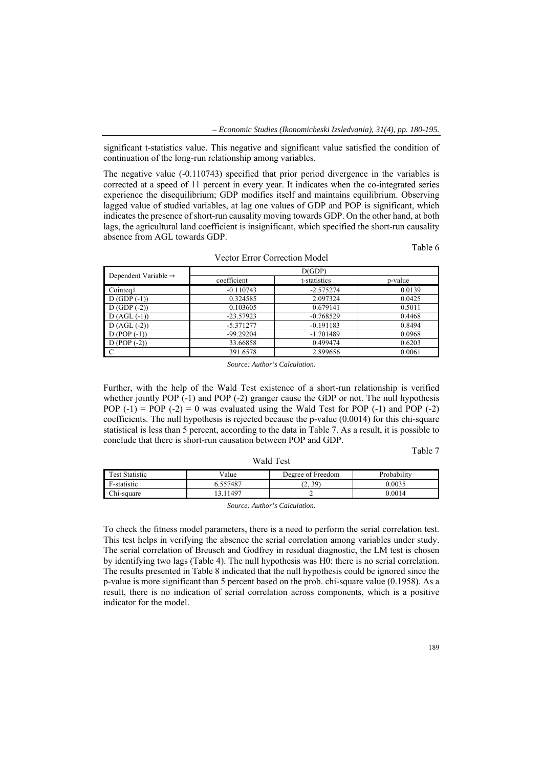significant t-statistics value. This negative and significant value satisfied the condition of continuation of the long-run relationship among variables.

The negative value (-0.110743) specified that prior period divergence in the variables is corrected at a speed of 11 percent in every year. It indicates when the co-integrated series experience the disequilibrium; GDP modifies itself and maintains equilibrium. Observing lagged value of studied variables, at lag one values of GDP and POP is significant, which indicates the presence of short-run causality moving towards GDP. On the other hand, at both lags, the agricultural land coefficient is insignificant, which specified the short-run causality absence from AGL towards GDP.

Table 6

Vector Error Correction Model

| Dependent Variable → | D(GDP) | | |
|---|---|---|---|
| | coefficient | t-statistics | p-value |
| Cointeq1 | -0.110743 | -2.575274 | 0.0139 |
| D (GDP (-1)) | 0.324585 | 2.097324 | 0.0425 |
| D (GDP (-2)) | 0.103605 | 0.679141 | 0.5011 |
| D (AGL (-1)) | -23.57923 | -0.768529 | 0.4468 |
| D (AGL (-2)) | -5.371277 | -0.191183 | 0.8494 |
| D (POP (-1)) | -99.29204 | -1.701489 | 0.0968 |
| D (POP (-2)) | 33.66858 | 0.499474 | 0.6203 |
| C | 391.6578 | 2.899656 | 0.0061 |

*Source: Author's Calculation.*

Further, with the help of the Wald Test existence of a short-run relationship is verified whether jointly POP (-1) and POP (-2) granger cause the GDP or not. The null hypothesis POP (-1) = POP (-2) = 0 was evaluated using the Wald Test for POP (-1) and POP (-2) coefficients. The null hypothesis is rejected because the p-value (0.0014) for this chi-square statistical is less than 5 percent, according to the data in Table 7. As a result, it is possible to conclude that there is short-run causation between POP and GDP.

Table 7

Wald Test

| Test Statistic | Value | Degree of Freedom | Probability |
|---|---|---|---|
| F-statistic | 6.557487 | (2, 39) | 0.0035 |
| Chi-square | 13.11497 | 2 | 0.0014 |

*Source: Author's Calculation.*

To check the fitness model parameters, there is a need to perform the serial correlation test. This test helps in verifying the absence the serial correlation among variables under study. The serial correlation of Breusch and Godfrey in residual diagnostic, the LM test is chosen by identifying two lags (Table 4). The null hypothesis was H0: there is no serial correlation. The results presented in Table 8 indicated that the null hypothesis could be ignored since the p-value is more significant than 5 percent based on the prob. chi-square value (0.1958). As a result, there is no indication of serial correlation across components, which is a positive indicator for the model.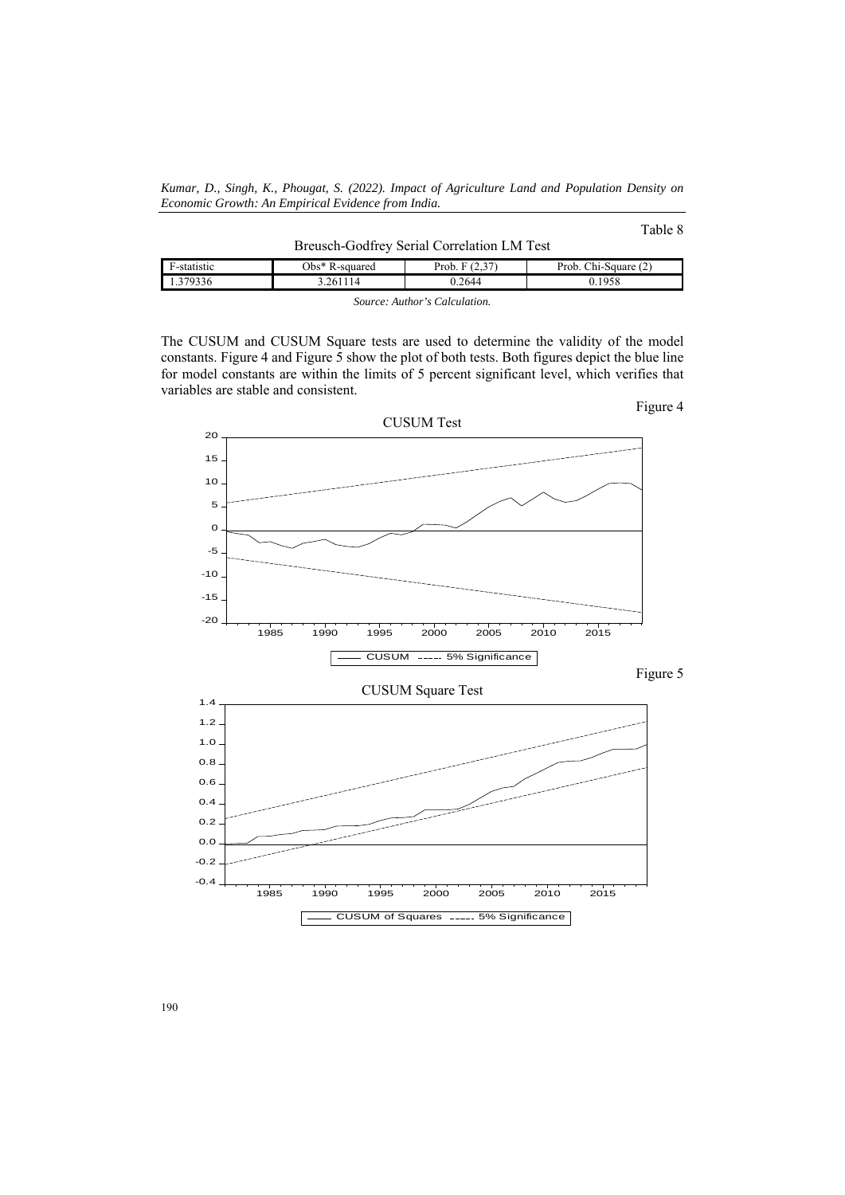Table 8

Breusch-Godfrey Serial Correlation LM Test

| F-statistic | Obs* R-squared | Prob. F (2,37) | Prob. Chi-Square (2) |
|---|---|---|---|
| 1.379336 | 3.261114 | 0.2644 | 0.1958 |

*Source: Author's Calculation.*

The CUSUM and CUSUM Square tests are used to determine the validity of the model constants. Figure 4 and Figure 5 show the plot of both tests. Both figures depict the blue line for model constants are within the limits of 5 percent significant level, which verifies that variables are stable and consistent.

Figure 4

CUSUM Test

Figure 5

CUSUM Square Test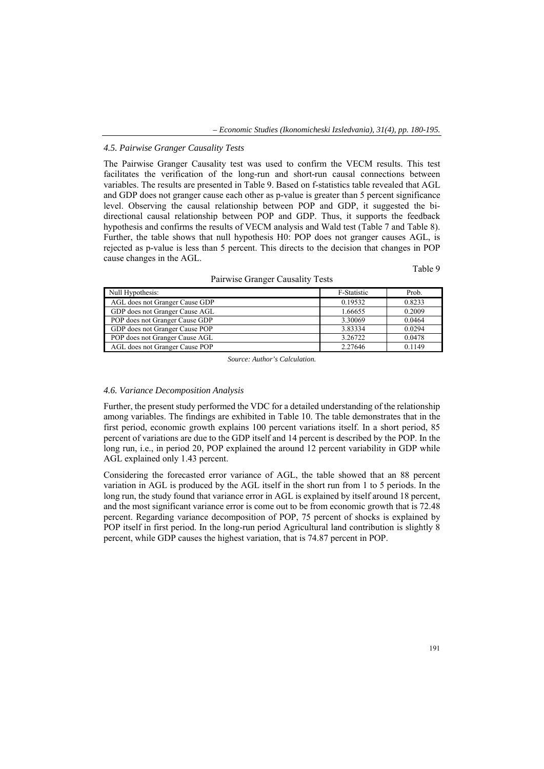### *4.5. Pairwise Granger Causality Tests*

The Pairwise Granger Causality test was used to confirm the VECM results. This test facilitates the verification of the long-run and short-run causal connections between variables. The results are presented in Table 9. Based on f-statistics table revealed that AGL and GDP does not granger cause each other as p-value is greater than 5 percent significance level. Observing the causal relationship between POP and GDP, it suggested the bi-directional causal relationship between POP and GDP. Thus, it supports the feedback hypothesis and confirms the results of VECM analysis and Wald test (Table 7 and Table 8). Further, the table shows that null hypothesis H0: POP does not granger causes AGL, is rejected as p-value is less than 5 percent. This directs to the decision that changes in POP cause changes in the AGL.

Table 9

Pairwise Granger Causality Tests

| Null Hypothesis: | F-Statistic | Prob. |
|---|---|---|
| AGL does not Granger Cause GDP | 0.19532 | 0.8233 |
| GDP does not Granger Cause AGL | 1.66655 | 0.2009 |
| POP does not Granger Cause GDP | 3.30069 | 0.0464 |
| GDP does not Granger Cause POP | 3.83334 | 0.0294 |
| POP does not Granger Cause AGL | 3.26722 | 0.0478 |
| AGL does not Granger Cause POP | 2.27646 | 0.1149 |

*Source: Author's Calculation.*

### *4.6. Variance Decomposition Analysis*

Further, the present study performed the VDC for a detailed understanding of the relationship among variables. The findings are exhibited in Table 10. The table demonstrates that in the first period, economic growth explains 100 percent variations itself. In a short period, 85 percent of variations are due to the GDP itself and 14 percent is described by the POP. In the long run, i.e., in period 20, POP explained the around 12 percent variability in GDP while AGL explained only 1.43 percent.

Considering the forecasted error variance of AGL, the table showed that an 88 percent variation in AGL is produced by the AGL itself in the short run from 1 to 5 periods. In the long run, the study found that variance error in AGL is explained by itself around 18 percent, and the most significant variance error is come out to be from economic growth that is 72.48 percent. Regarding variance decomposition of POP, 75 percent of shocks is explained by POP itself in first period. In the long-run period Agricultural land contribution is slightly 8 percent, while GDP causes the highest variation, that is 74.87 percent in POP.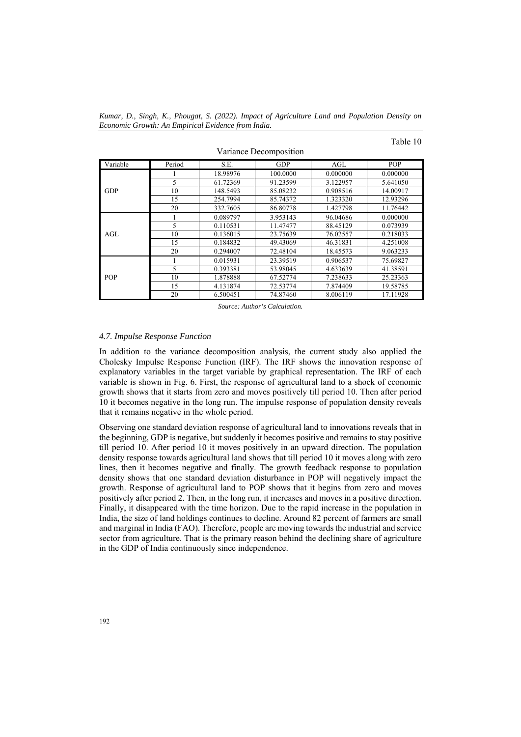Table 10

Variance Decomposition

| Variable | Period | S.E. | GDP | AGL | POP |
|---|---|---|---|---|---|
| GDP | 1 | 18.98976 | 100.0000 | 0.000000 | 0.000000 |
| | 5 | 61.72369 | 91.23599 | 3.122957 | 5.641050 |
| | 10 | 148.5493 | 85.08232 | 0.908516 | 14.00917 |
| | 15 | 254.7994 | 85.74372 | 1.323320 | 12.93296 |
| | 20 | 332.7605 | 86.80778 | 1.427798 | 11.76442 |
| AGL | 1 | 0.089797 | 3.953143 | 96.04686 | 0.000000 |
| | 5 | 0.110531 | 11.47477 | 88.45129 | 0.073939 |
| | 10 | 0.136015 | 23.75639 | 76.02557 | 0.218033 |
| | 15 | 0.184832 | 49.43069 | 46.31831 | 4.251008 |
| | 20 | 0.294007 | 72.48104 | 18.45573 | 9.063233 |
| POP | 1 | 0.015931 | 23.39519 | 0.906537 | 75.69827 |
| | 5 | 0.393381 | 53.98045 | 4.633639 | 41.38591 |
| | 10 | 1.878888 | 67.52774 | 7.238633 | 25.23363 |
| | 15 | 4.131874 | 72.53774 | 7.874409 | 19.58785 |
| | 20 | 6.500451 | 74.87460 | 8.006119 | 17.11928 |

*Source: Author's Calculation.*

### *4.7. Impulse Response Function*

In addition to the variance decomposition analysis, the current study also applied the Cholesky Impulse Response Function (IRF). The IRF shows the innovation response of explanatory variables in the target variable by graphical representation. The IRF of each variable is shown in Fig. 6. First, the response of agricultural land to a shock of economic growth shows that it starts from zero and moves positively till period 10. Then after period 10 it becomes negative in the long run. The impulse response of population density reveals that it remains negative in the whole period.

Observing one standard deviation response of agricultural land to innovations reveals that in the beginning, GDP is negative, but suddenly it becomes positive and remains to stay positive till period 10. After period 10 it moves positively in an upward direction. The population density response towards agricultural land shows that till period 10 it moves along with zero lines, then it becomes negative and finally. The growth feedback response to population density shows that one standard deviation disturbance in POP will negatively impact the growth. Response of agricultural land to POP shows that it begins from zero and moves positively after period 2. Then, in the long run, it increases and moves in a positive direction. Finally, it disappeared with the time horizon. Due to the rapid increase in the population in India, the size of land holdings continues to decline. Around 82 percent of farmers are small and marginal in India (FAO). Therefore, people are moving towards the industrial and service sector from agriculture. That is the primary reason behind the declining share of agriculture in the GDP of India continuously since independence.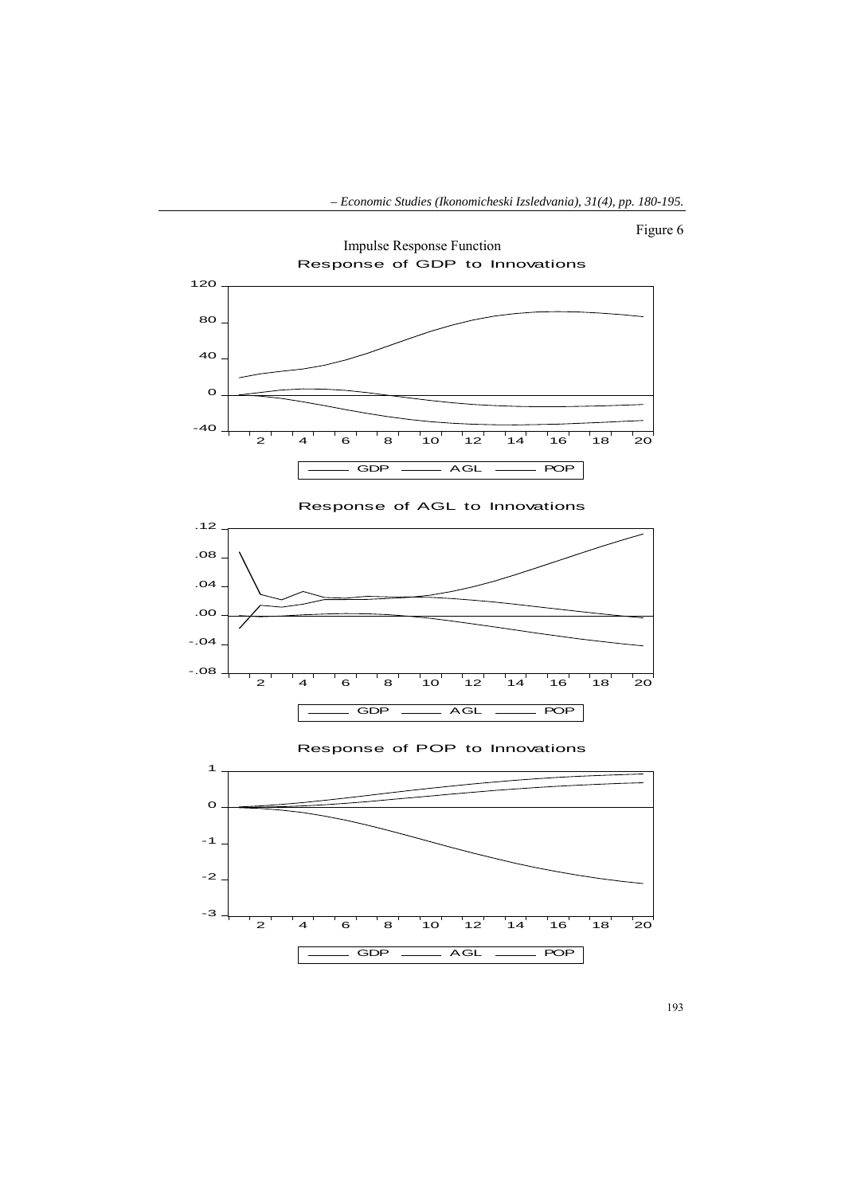Figure 6

Impulse Response Function

Response of GDP to Innovations

Response of AGL to Innovations

Response of POP to Innovations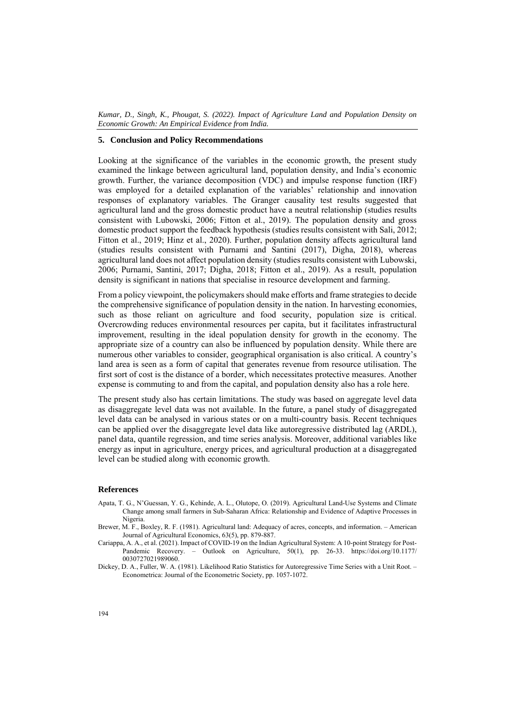## 5. Conclusion and Policy Recommendations

Looking at the significance of the variables in the economic growth, the present study examined the linkage between agricultural land, population density, and India's economic growth. Further, the variance decomposition (VDC) and impulse response function (IRF) was employed for a detailed explanation of the variables' relationship and innovation responses of explanatory variables. The Granger causality test results suggested that agricultural land and the gross domestic product have a neutral relationship (studies results consistent with Lubowski, 2006; Fitton et al., 2019). The population density and gross domestic product support the feedback hypothesis (studies results consistent with Sali, 2012; Fitton et al., 2019; Hinz et al., 2020). Further, population density affects agricultural land (studies results consistent with Purnami and Santini (2017), Digha, 2018), whereas agricultural land does not affect population density (studies results consistent with Lubowski, 2006; Purnami, Santini, 2017; Digha, 2018; Fitton et al., 2019). As a result, population density is significant in nations that specialise in resource development and farming.

From a policy viewpoint, the policymakers should make efforts and frame strategies to decide the comprehensive significance of population density in the nation. In harvesting economies, such as those reliant on agriculture and food security, population size is critical. Overcrowding reduces environmental resources per capita, but it facilitates infrastructural improvement, resulting in the ideal population density for growth in the economy. The appropriate size of a country can also be influenced by population density. While there are numerous other variables to consider, geographical organisation is also critical. A country's land area is seen as a form of capital that generates revenue from resource utilisation. The first sort of cost is the distance of a border, which necessitates protective measures. Another expense is commuting to and from the capital, and population density also has a role here.

The present study also has certain limitations. The study was based on aggregate level data as disaggregate level data was not available. In the future, a panel study of disaggregated level data can be analysed in various states or on a multi-country basis. Recent techniques can be applied over the disaggregate level data like autoregressive distributed lag (ARDL), panel data, quantile regression, and time series analysis. Moreover, additional variables like energy as input in agriculture, energy prices, and agricultural production at a disaggregated level can be studied along with economic growth.

## References

Apata, T. G., N'Guessan, Y. G., Kehinde, A. L., Olutope, O. (2019). Agricultural Land-Use Systems and Climate Change among small farmers in Sub-Saharan Africa: Relationship and Evidence of Adaptive Processes in Nigeria.

Brewer, M. F., Boxley, R. F. (1981). Agricultural land: Adequacy of acres, concepts, and information. – American Journal of Agricultural Economics, 63(5), pp. 879-887.

Cariappa, A. A., et al. (2021). Impact of COVID-19 on the Indian Agricultural System: A 10-point Strategy for Post-Pandemic Recovery. – Outlook on Agriculture, 50(1), pp. 26-33. https://doi.org/10.1177/0030727021989060.

Dickey, D. A., Fuller, W. A. (1981). Likelihood Ratio Statistics for Autoregressive Time Series with a Unit Root. – Econometrica: Journal of the Econometric Society, pp. 1057-1072.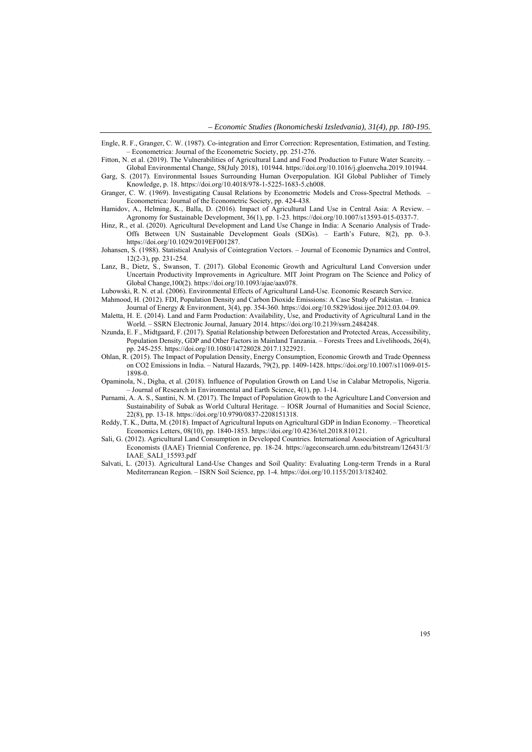Engle, R. F., Granger, C. W. (1987). Co-integration and Error Correction: Representation, Estimation, and Testing. – Econometrica: Journal of the Econometric Society, pp. 251-276.

Fitton, N. et al. (2019). The Vulnerabilities of Agricultural Land and Food Production to Future Water Scarcity. – Global Environmental Change, 58(July 2018), 101944. https://doi.org/10.1016/j.gloenvcha.2019.101944.

Garg, S. (2017). Environmental Issues Surrounding Human Overpopulation. IGI Global Publisher of Timely Knowledge, p. 18. https://doi.org/10.4018/978-1-5225-1683-5.ch008.

Granger, C. W. (1969). Investigating Causal Relations by Econometric Models and Cross-Spectral Methods. – Econometrica: Journal of the Econometric Society, pp. 424-438.

Hamidov, A., Helming, K., Balla, D. (2016). Impact of Agricultural Land Use in Central Asia: A Review. – Agronomy for Sustainable Development, 36(1), pp. 1-23. https://doi.org/10.1007/s13593-015-0337-7.

Hinz, R., et al. (2020). Agricultural Development and Land Use Change in India: A Scenario Analysis of Trade-Offs Between UN Sustainable Development Goals (SDGs). – Earth's Future, 8(2), pp. 0-3. https://doi.org/10.1029/2019EF001287.

Johansen, S. (1988). Statistical Analysis of Cointegration Vectors. – Journal of Economic Dynamics and Control, 12(2-3), pp. 231-254.

Lanz, B., Dietz, S., Swanson, T. (2017). Global Economic Growth and Agricultural Land Conversion under Uncertain Productivity Improvements in Agriculture. MIT Joint Program on The Science and Policy of Global Change,100(2). https://doi.org/10.1093/ajae/aax078.

Lubowski, R. N. et al. (2006). Environmental Effects of Agricultural Land-Use. Economic Research Service.

Mahmood, H. (2012). FDI, Population Density and Carbon Dioxide Emissions: A Case Study of Pakistan. – Iranica Journal of Energy & Environment, 3(4), pp. 354-360. https://doi.org/10.5829/idosi.ijee.2012.03.04.09.

Maletta, H. E. (2014). Land and Farm Production: Availability, Use, and Productivity of Agricultural Land in the World. – SSRN Electronic Journal, January 2014. https://doi.org/10.2139/ssrn.2484248.

Nzunda, E. F., Midtgaard, F. (2017). Spatial Relationship between Deforestation and Protected Areas, Accessibility, Population Density, GDP and Other Factors in Mainland Tanzania. – Forests Trees and Livelihoods, 26(4), pp. 245-255. https://doi.org/10.1080/14728028.2017.1322921.

Ohlan, R. (2015). The Impact of Population Density, Energy Consumption, Economic Growth and Trade Openness on CO2 Emissions in India. – Natural Hazards, 79(2), pp. 1409-1428. https://doi.org/10.1007/s11069-015-1898-0.

Opaminola, N., Digha, et al. (2018). Influence of Population Growth on Land Use in Calabar Metropolis, Nigeria. – Journal of Research in Environmental and Earth Science, 4(1), pp. 1-14.

Purnami, A. A. S., Santini, N. M. (2017). The Impact of Population Growth to the Agriculture Land Conversion and Sustainability of Subak as World Cultural Heritage. – IOSR Journal of Humanities and Social Science, 22(8), pp. 13-18. https://doi.org/10.9790/0837-2208151318.

Reddy, T. K., Dutta, M. (2018). Impact of Agricultural Inputs on Agricultural GDP in Indian Economy. – Theoretical Economics Letters, 08(10), pp. 1840-1853. https://doi.org/10.4236/tel.2018.810121.

Sali, G. (2012). Agricultural Land Consumption in Developed Countries. International Association of Agricultural Economists (IAAE) Triennial Conference, pp. 18-24. https://ageconsearch.umn.edu/bitstream/126431/3/IAAE_SALI_15593.pdf

Salvati, L. (2013). Agricultural Land-Use Changes and Soil Quality: Evaluating Long-term Trends in a Rural Mediterranean Region. – ISRN Soil Science, pp. 1-4. https://doi.org/10.1155/2013/182402.